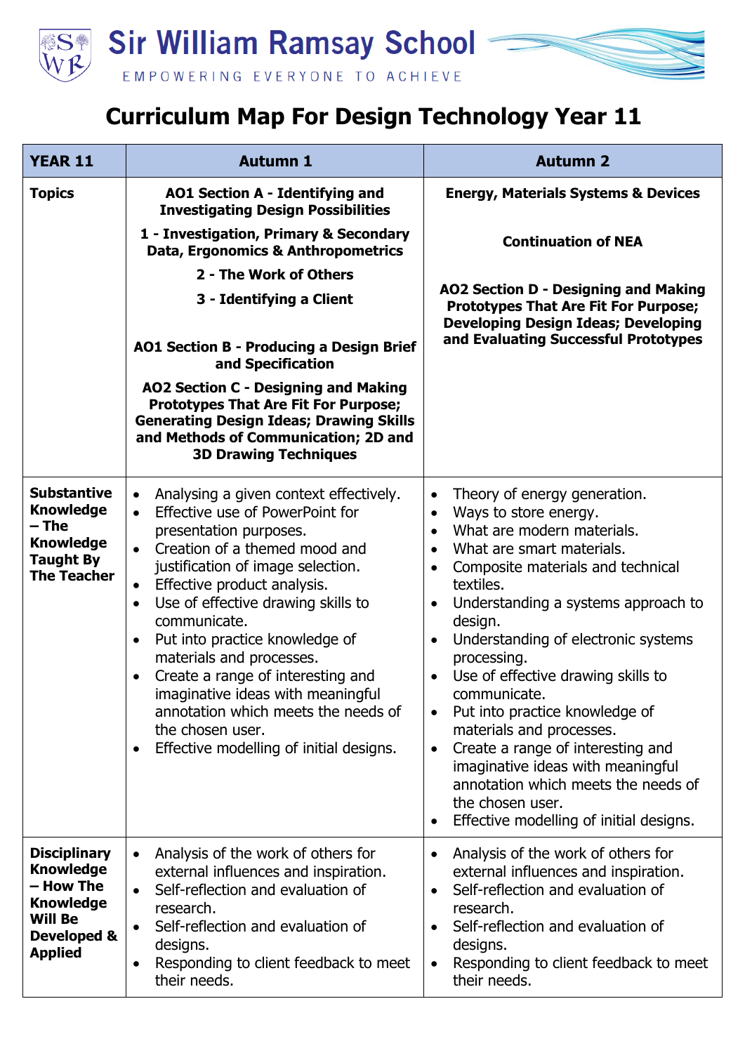# Sir William Ramsay School

EMPOWERING EVERYONE TO ACHIEVE

## Curriculum Map For Design Technology Year 11

| YEAR 11 | Autumn 1 | Autumn 2 |
|---|---|---|
| **Topics** | **AO1 Section A - Identifying and Investigating Design Possibilities**<br><br>**1 - Investigation, Primary & Secondary Data, Ergonomics & Anthropometrics**<br><br>**2 - The Work of Others**<br><br>**3 - Identifying a Client**<br><br>**AO1 Section B - Producing a Design Brief and Specification**<br><br>**AO2 Section C - Designing and Making Prototypes That Are Fit For Purpose; Generating Design Ideas; Drawing Skills and Methods of Communication; 2D and 3D Drawing Techniques** | **Energy, Materials Systems & Devices**<br><br>**Continuation of NEA**<br><br>**AO2 Section D - Designing and Making Prototypes That Are Fit For Purpose; Developing Design Ideas; Developing and Evaluating Successful Prototypes** |
| **Substantive Knowledge – The Knowledge Taught By The Teacher** | • Analysing a given context effectively.<br>• Effective use of PowerPoint for presentation purposes.<br>• Creation of a themed mood and justification of image selection.<br>• Effective product analysis.<br>• Use of effective drawing skills to communicate.<br>• Put into practice knowledge of materials and processes.<br>• Create a range of interesting and imaginative ideas with meaningful annotation which meets the needs of the chosen user.<br>• Effective modelling of initial designs. | • Theory of energy generation.<br>• Ways to store energy.<br>• What are modern materials.<br>• What are smart materials.<br>• Composite materials and technical textiles.<br>• Understanding a systems approach to design.<br>• Understanding of electronic systems processing.<br>• Use of effective drawing skills to communicate.<br>• Put into practice knowledge of materials and processes.<br>• Create a range of interesting and imaginative ideas with meaningful annotation which meets the needs of the chosen user.<br>• Effective modelling of initial designs. |
| **Disciplinary Knowledge – How The Knowledge Will Be Developed & Applied** | • Analysis of the work of others for external influences and inspiration.<br>• Self-reflection and evaluation of research.<br>• Self-reflection and evaluation of designs.<br>• Responding to client feedback to meet their needs. | • Analysis of the work of others for external influences and inspiration.<br>• Self-reflection and evaluation of research.<br>• Self-reflection and evaluation of designs.<br>• Responding to client feedback to meet their needs. |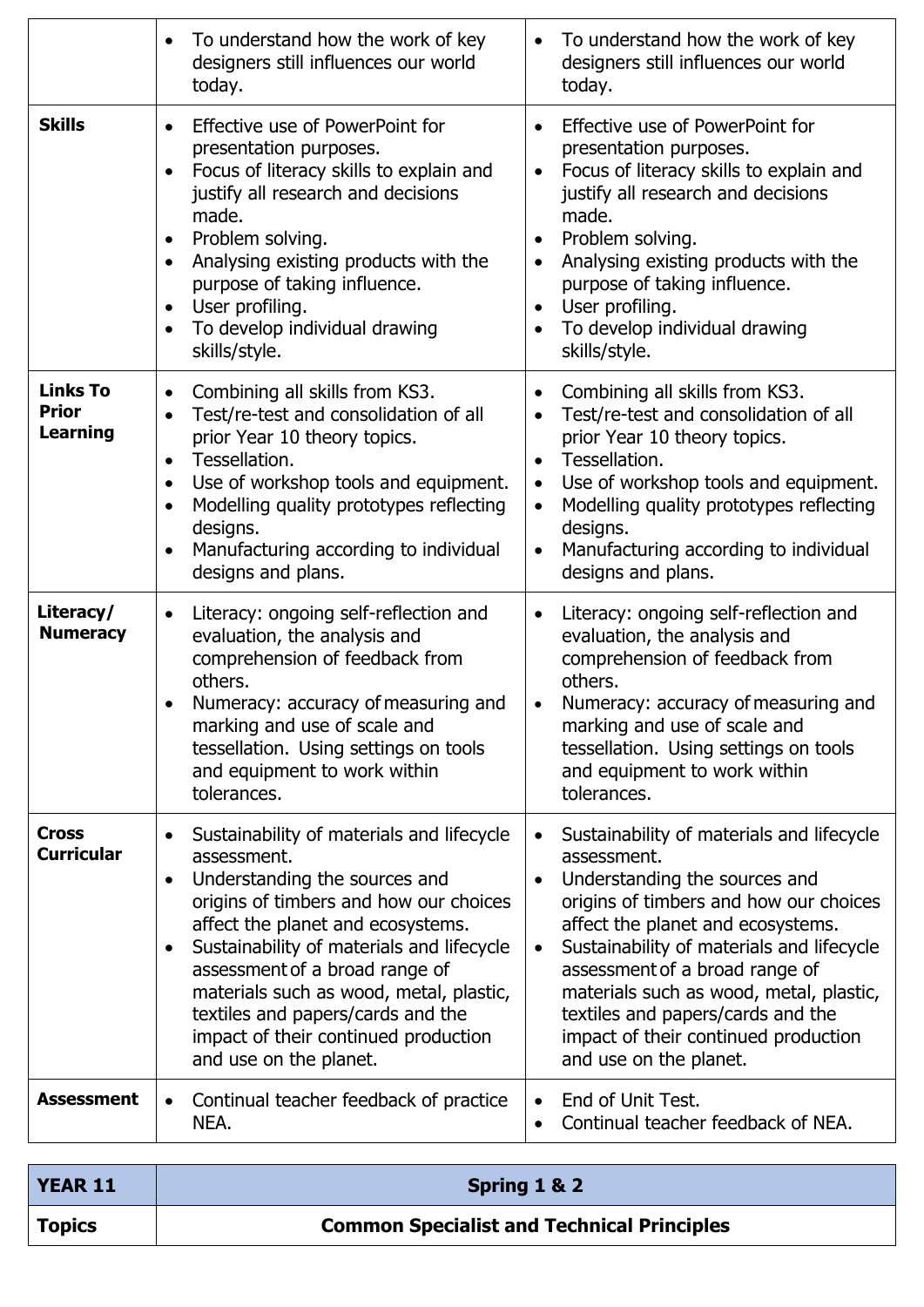| | | |
|---|---|---|
| | • To understand how the work of key designers still influences our world today. | • To understand how the work of key designers still influences our world today. |
| **Skills** | • Effective use of PowerPoint for presentation purposes.<br>• Focus of literacy skills to explain and justify all research and decisions made.<br>• Problem solving.<br>• Analysing existing products with the purpose of taking influence.<br>• User profiling.<br>• To develop individual drawing skills/style. | • Effective use of PowerPoint for presentation purposes.<br>• Focus of literacy skills to explain and justify all research and decisions made.<br>• Problem solving.<br>• Analysing existing products with the purpose of taking influence.<br>• User profiling.<br>• To develop individual drawing skills/style. |
| **Links To Prior Learning** | • Combining all skills from KS3.<br>• Test/re-test and consolidation of all prior Year 10 theory topics.<br>• Tessellation.<br>• Use of workshop tools and equipment.<br>• Modelling quality prototypes reflecting designs.<br>• Manufacturing according to individual designs and plans. | • Combining all skills from KS3.<br>• Test/re-test and consolidation of all prior Year 10 theory topics.<br>• Tessellation.<br>• Use of workshop tools and equipment.<br>• Modelling quality prototypes reflecting designs.<br>• Manufacturing according to individual designs and plans. |
| **Literacy/ Numeracy** | • Literacy: ongoing self-reflection and evaluation, the analysis and comprehension of feedback from others.<br>• Numeracy: accuracy of measuring and marking and use of scale and tessellation. Using settings on tools and equipment to work within tolerances. | • Literacy: ongoing self-reflection and evaluation, the analysis and comprehension of feedback from others.<br>• Numeracy: accuracy of measuring and marking and use of scale and tessellation. Using settings on tools and equipment to work within tolerances. |
| **Cross Curricular** | • Sustainability of materials and lifecycle assessment.<br>• Understanding the sources and origins of timbers and how our choices affect the planet and ecosystems.<br>• Sustainability of materials and lifecycle assessment of a broad range of materials such as wood, metal, plastic, textiles and papers/cards and the impact of their continued production and use on the planet. | • Sustainability of materials and lifecycle assessment.<br>• Understanding the sources and origins of timbers and how our choices affect the planet and ecosystems.<br>• Sustainability of materials and lifecycle assessment of a broad range of materials such as wood, metal, plastic, textiles and papers/cards and the impact of their continued production and use on the planet. |
| **Assessment** | • Continual teacher feedback of practice NEA. | • End of Unit Test.<br>• Continual teacher feedback of NEA. |

| **YEAR 11** | **Spring 1 & 2** |
|---|---|
| **Topics** | **Common Specialist and Technical Principles** |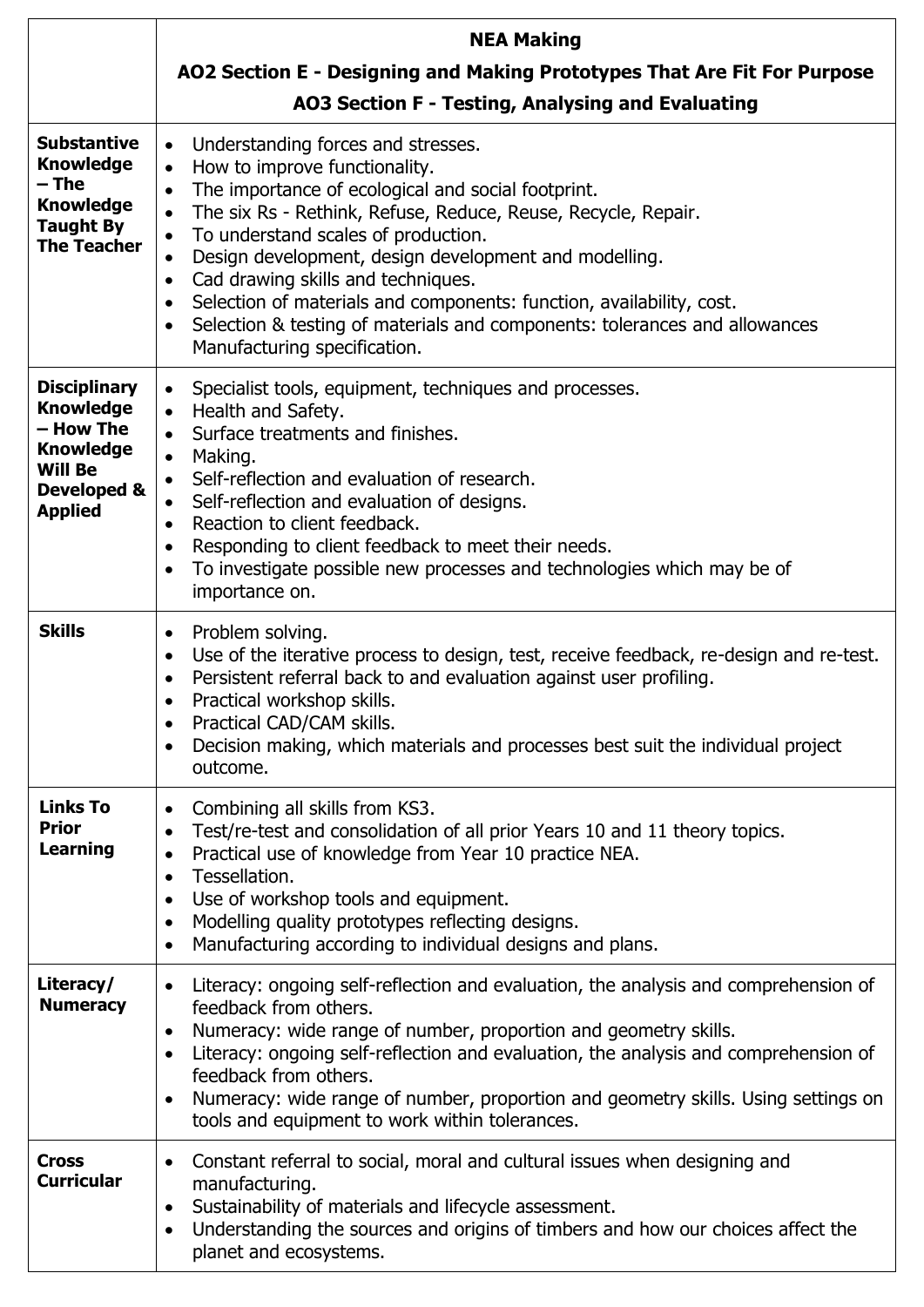| | **NEA Making**<br>**AO2 Section E - Designing and Making Prototypes That Are Fit For Purpose**<br>**AO3 Section F - Testing, Analysing and Evaluating** |
|---|---|
| **Substantive Knowledge – The Knowledge Taught By The Teacher** | • Understanding forces and stresses.<br>• How to improve functionality.<br>• The importance of ecological and social footprint.<br>• The six Rs - Rethink, Refuse, Reduce, Reuse, Recycle, Repair.<br>• To understand scales of production.<br>• Design development, design development and modelling.<br>• Cad drawing skills and techniques.<br>• Selection of materials and components: function, availability, cost.<br>• Selection & testing of materials and components: tolerances and allowances Manufacturing specification. |
| **Disciplinary Knowledge – How The Knowledge Will Be Developed & Applied** | • Specialist tools, equipment, techniques and processes.<br>• Health and Safety.<br>• Surface treatments and finishes.<br>• Making.<br>• Self-reflection and evaluation of research.<br>• Self-reflection and evaluation of designs.<br>• Reaction to client feedback.<br>• Responding to client feedback to meet their needs.<br>• To investigate possible new processes and technologies which may be of importance on. |
| **Skills** | • Problem solving.<br>• Use of the iterative process to design, test, receive feedback, re-design and re-test.<br>• Persistent referral back to and evaluation against user profiling.<br>• Practical workshop skills.<br>• Practical CAD/CAM skills.<br>• Decision making, which materials and processes best suit the individual project outcome. |
| **Links To Prior Learning** | • Combining all skills from KS3.<br>• Test/re-test and consolidation of all prior Years 10 and 11 theory topics.<br>• Practical use of knowledge from Year 10 practice NEA.<br>• Tessellation.<br>• Use of workshop tools and equipment.<br>• Modelling quality prototypes reflecting designs.<br>• Manufacturing according to individual designs and plans. |
| **Literacy/ Numeracy** | • Literacy: ongoing self-reflection and evaluation, the analysis and comprehension of feedback from others.<br>• Numeracy: wide range of number, proportion and geometry skills.<br>• Literacy: ongoing self-reflection and evaluation, the analysis and comprehension of feedback from others.<br>• Numeracy: wide range of number, proportion and geometry skills. Using settings on tools and equipment to work within tolerances. |
| **Cross Curricular** | • Constant referral to social, moral and cultural issues when designing and manufacturing.<br>• Sustainability of materials and lifecycle assessment.<br>• Understanding the sources and origins of timbers and how our choices affect the planet and ecosystems. |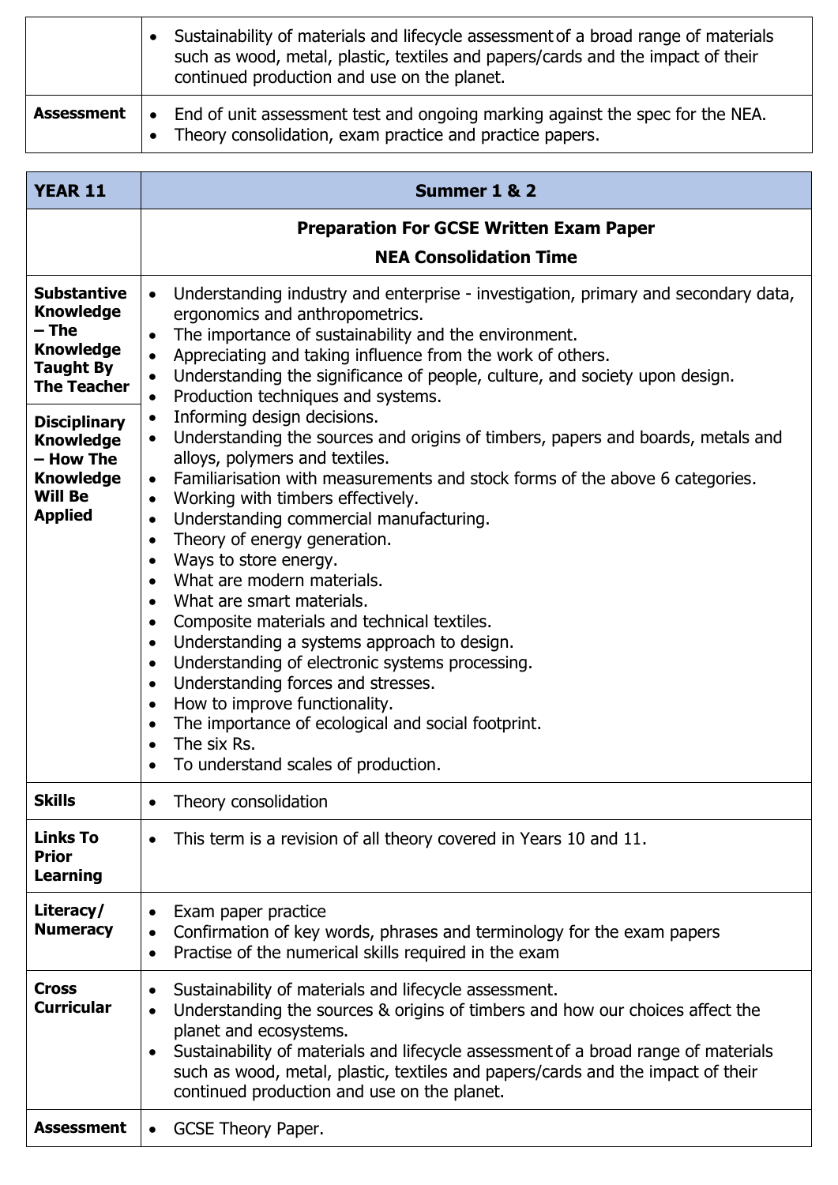| | |
|---|---|
| | • Sustainability of materials and lifecycle assessment of a broad range of materials such as wood, metal, plastic, textiles and papers/cards and the impact of their continued production and use on the planet. |
| **Assessment** | • End of unit assessment test and ongoing marking against the spec for the NEA.<br>• Theory consolidation, exam practice and practice papers. |

| **YEAR 11** | **Summer 1 & 2** |
|---|---|
| | **Preparation For GCSE Written Exam Paper**<br>**NEA Consolidation Time** |
| **Substantive Knowledge – The Knowledge Taught By The Teacher**<br><br>**Disciplinary Knowledge – How The Knowledge Will Be Applied** | • Understanding industry and enterprise - investigation, primary and secondary data, ergonomics and anthropometrics.<br>• The importance of sustainability and the environment.<br>• Appreciating and taking influence from the work of others.<br>• Understanding the significance of people, culture, and society upon design.<br>• Production techniques and systems.<br>• Informing design decisions.<br>• Understanding the sources and origins of timbers, papers and boards, metals and alloys, polymers and textiles.<br>• Familiarisation with measurements and stock forms of the above 6 categories.<br>• Working with timbers effectively.<br>• Understanding commercial manufacturing.<br>• Theory of energy generation.<br>• Ways to store energy.<br>• What are modern materials.<br>• What are smart materials.<br>• Composite materials and technical textiles.<br>• Understanding a systems approach to design.<br>• Understanding of electronic systems processing.<br>• Understanding forces and stresses.<br>• How to improve functionality.<br>• The importance of ecological and social footprint.<br>• The six Rs.<br>• To understand scales of production. |
| **Skills** | • Theory consolidation |
| **Links To Prior Learning** | • This term is a revision of all theory covered in Years 10 and 11. |
| **Literacy/ Numeracy** | • Exam paper practice<br>• Confirmation of key words, phrases and terminology for the exam papers<br>• Practise of the numerical skills required in the exam |
| **Cross Curricular** | • Sustainability of materials and lifecycle assessment.<br>• Understanding the sources & origins of timbers and how our choices affect the planet and ecosystems.<br>• Sustainability of materials and lifecycle assessment of a broad range of materials such as wood, metal, plastic, textiles and papers/cards and the impact of their continued production and use on the planet. |
| **Assessment** | • GCSE Theory Paper. |